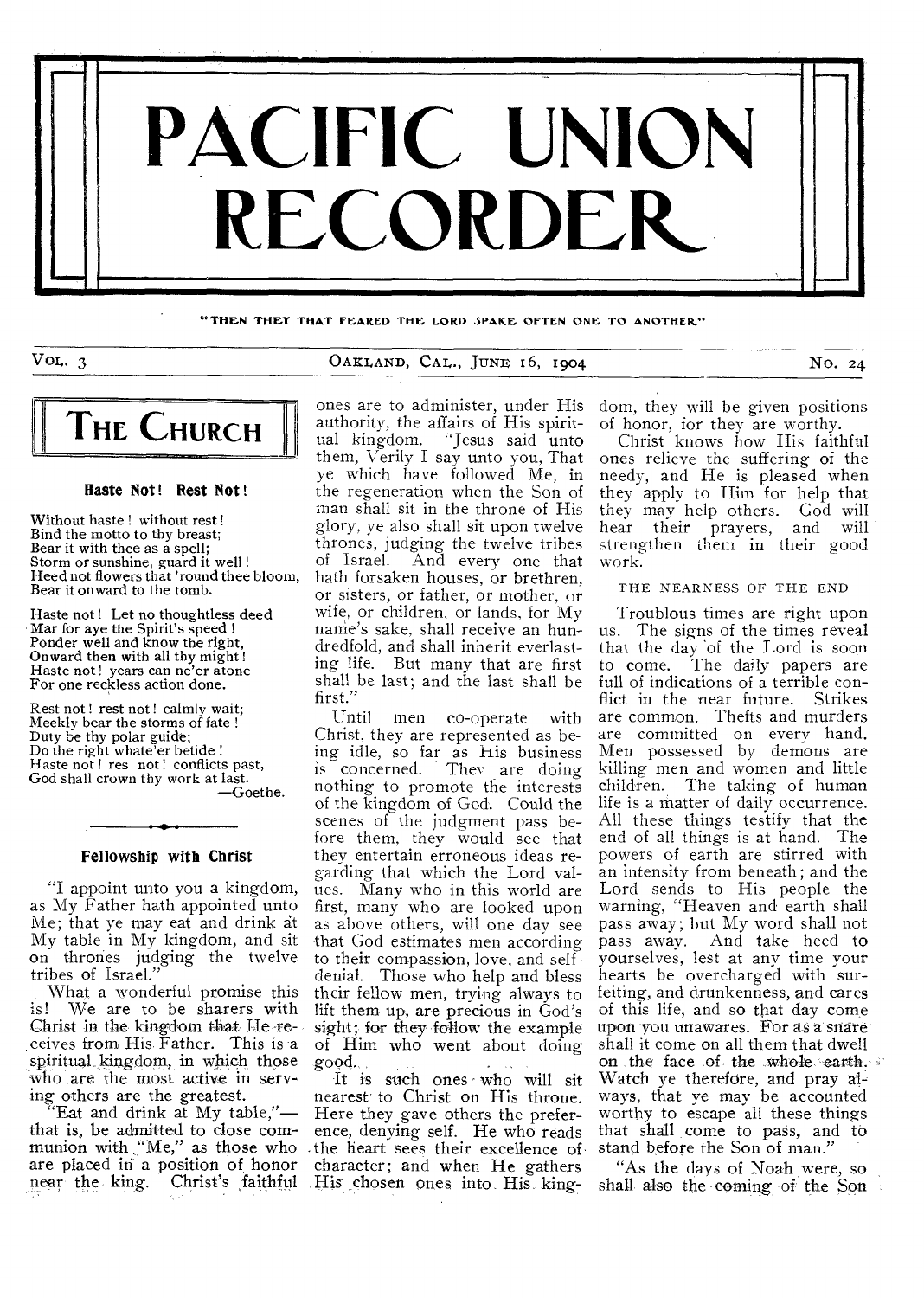# PACIFIC UNION RECORDER

"THEN THEY THAT FEARED THE LORD SPAKE OFTEN ONE TO ANOTHER"

VOL. 3 — OAKLAND, CAL., JUNE 16, 1904 — No. 24

## THE CHURCH

### Haste Not! Rest Not!

Without haste! without rest!
Bind the motto to thy breast;
Bear it with thee as a spell;
Storm or sunshine, guard it well!
Heed not flowers that 'round thee bloom,
Bear it onward to the tomb.

Haste not! Let no thoughtless deed
Mar for aye the Spirit's speed!
Ponder well and know the right,
Onward then with all thy might!
Haste not! years can ne'er atone
For one reckless action done.

Rest not! rest not! calmly wait;
Meekly bear the storms of fate!
Duty be thy polar guide;
Do the right whate'er betide!
Haste not! res not! conflicts past,
God shall crown thy work at last.

—Goethe.

### Fellowship with Christ

"I appoint unto you a kingdom, as My Father hath appointed unto Me; that ye may eat and drink at My table in My kingdom, and sit on thrones judging the twelve tribes of Israel."

What a wonderful promise this is! We are to be sharers with Christ in the kingdom that He receives from His Father. This is a spiritual kingdom, in which those who are the most active in serving others are the greatest.

"Eat and drink at My table,"—that is, be admitted to close communion with "Me," as those who are placed in a position of honor near the king. Christ's faithful ones are to administer, under His authority, the affairs of His spiritual kingdom. "Jesus said unto them, Verily I say unto you, That ye which have followed Me, in the regeneration when the Son of man shall sit in the throne of His glory, ye also shall sit upon twelve thrones, judging the twelve tribes of Israel. And every one that hath forsaken houses, or brethren, or sisters, or father, or mother, or wife, or children, or lands, for My name's sake, shall receive an hundredfold, and shall inherit everlasting life. But many that are first shall be last; and the last shall be first."

Until men co-operate with Christ, they are represented as being idle, so far as His business is concerned. They are doing nothing to promote the interests of the kingdom of God. Could the scenes of the judgment pass before them, they would see that they entertain erroneous ideas regarding that which the Lord values. Many who in this world are first, many who are looked upon as above others, will one day see that God estimates men according to their compassion, love, and self-denial. Those who help and bless their fellow men, trying always to lift them up, are precious in God's sight; for they follow the example of Him who went about doing good.

It is such ones who will sit nearest to Christ on His throne. Here they gave others the preference, denying self. He who reads the heart sees their excellence of character; and when He gathers His chosen ones into His kingdom, they will be given positions of honor, for they are worthy.

Christ knows how His faithful ones relieve the suffering of the needy, and He is pleased when they apply to Him for help that they may help others. God will hear their prayers, and will strengthen them in their good work.

THE NEARNESS OF THE END

Troublous times are right upon us. The signs of the times reveal that the day of the Lord is soon to come. The daily papers are full of indications of a terrible conflict in the near future. Strikes are common. Thefts and murders are committed on every hand. Men possessed by demons are killing men and women and little children. The taking of human life is a matter of daily occurrence. All these things testify that the end of all things is at hand. The powers of earth are stirred with an intensity from beneath; and the Lord sends to His people the warning, "Heaven and earth shall pass away; but My word shall not pass away. And take heed to yourselves, lest at any time your hearts be overcharged with surfeiting, and drunkenness, and cares of this life, and so that day come upon you unawares. For as a snare shall it come on all them that dwell on the face of the whole earth. Watch ye therefore, and pray always, that ye may be accounted worthy to escape all these things that shall come to pass, and to stand before the Son of man."

"As the days of Noah were, so shall also the coming of the Son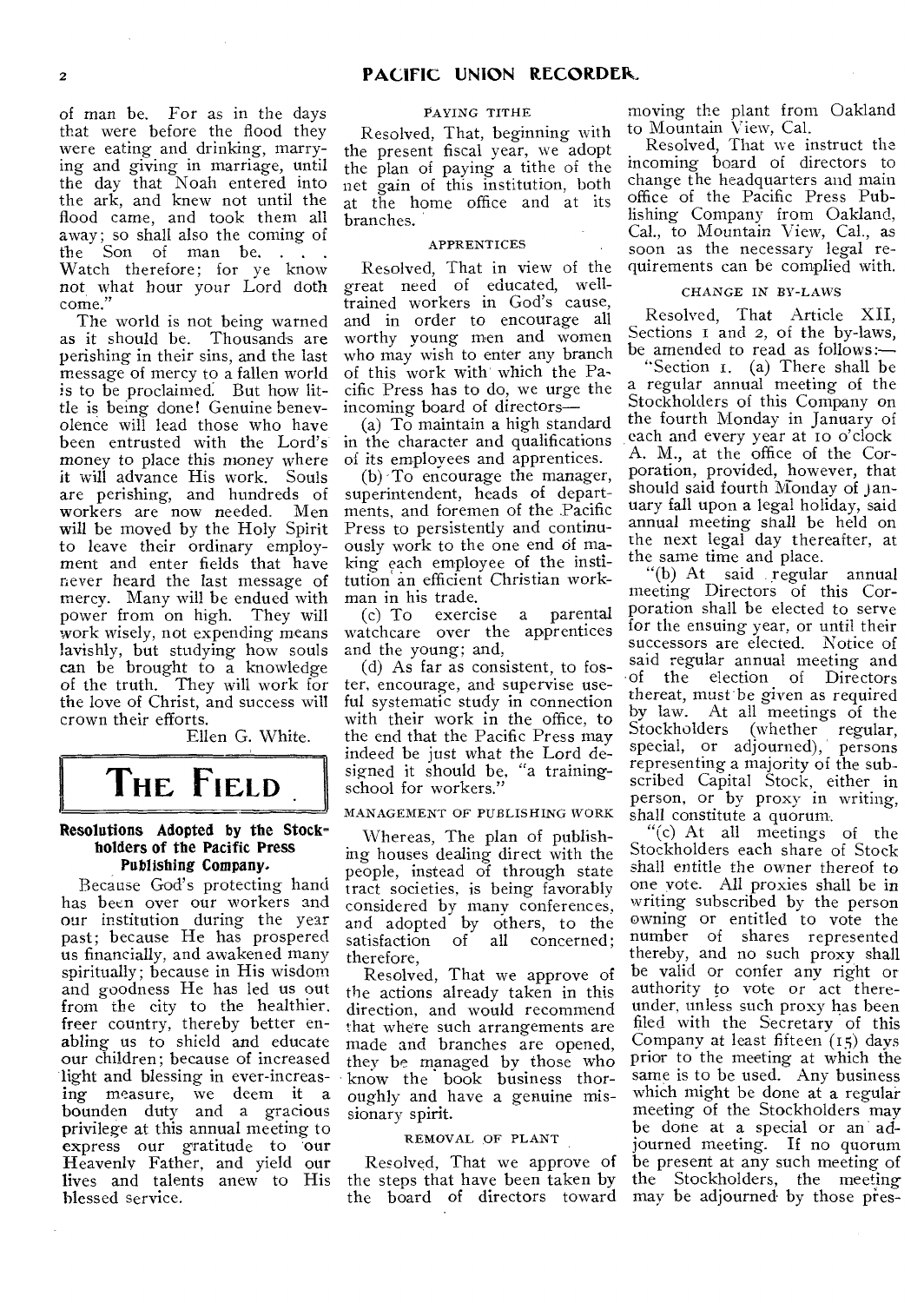of man be. For as in the days that were before the flood they were eating and drinking, marrying and giving in marriage, until the day that Noah entered into the ark, and knew not until the flood came, and took them all away; so shall also the coming of the Son of man be. . . . Watch therefore; for ye know not what hour your Lord doth come."

The world is not being warned as it should be. Thousands are perishing in their sins, and the last message of mercy to a fallen world is to be proclaimed. But how little is being done! Genuine benevolence will lead those who have been entrusted with the Lord's money to place this money where it will advance His work. Souls are perishing, and hundreds of workers are now needed. Men will be moved by the Holy Spirit to leave their ordinary employment and enter fields that have never heard the last message of mercy. Many will be endued with power from on high. They will work wisely, not expending means lavishly, but studying how souls can be brought to a knowledge of the truth. They will work for the love of Christ, and success will crown their efforts.

Ellen G. White.

# THE FIELD

### Resolutions Adopted by the Stockholders of the Pacific Press Publishing Company.

Because God's protecting hand has been over our workers and our institution during the year past; because He has prospered us financially, and awakened many spiritually; because in His wisdom and goodness He has led us out from the city to the healthier, freer country, thereby better enabling us to shield and educate our children; because of increased light and blessing in ever-increasing measure, we deem it a bounden duty and a gracious privilege at this annual meeting to express our gratitude to our Heavenly Father, and yield our lives and talents anew to His blessed service.

#### PAYING TITHE

Resolved, That, beginning with the present fiscal year, we adopt the plan of paying a tithe of the net gain of this institution, both at the home office and at its branches.

#### APPRENTICES

Resolved, That in view of the great need of educated, well-trained workers in God's cause, and in order to encourage all worthy young men and women who may wish to enter any branch of this work with which the Pacific Press has to do, we urge the incoming board of directors—

(a) To maintain a high standard in the character and qualifications of its employees and apprentices.

(b) To encourage the manager, superintendent, heads of departments, and foremen of the Pacific Press to persistently and continuously work to the one end of making each employee of the institution an efficient Christian workman in his trade.

(c) To exercise a parental watchcare over the apprentices and the young; and,

(d) As far as consistent, to foster, encourage, and supervise useful systematic study in connection with their work in the office, to the end that the Pacific Press may indeed be just what the Lord designed it should be, "a training-school for workers."

#### MANAGEMENT OF PUBLISHING WORK

Whereas, The plan of publishing houses dealing direct with the people, instead of through state tract societies, is being favorably considered by many conferences, and adopted by others, to the satisfaction of all concerned; therefore,

Resolved, That we approve of the actions already taken in this direction, and would recommend that where such arrangements are made and branches are opened, they be managed by those who know the book business thoroughly and have a genuine missionary spirit.

#### REMOVAL OF PLANT

Resolved, That we approve of the steps that have been taken by the board of directors toward moving the plant from Oakland to Mountain View, Cal.

Resolved, That we instruct the incoming board of directors to change the headquarters and main office of the Pacific Press Publishing Company from Oakland, Cal., to Mountain View, Cal., as soon as the necessary legal requirements can be complied with.

#### CHANGE IN BY-LAWS

Resolved, That Article XII, Sections 1 and 2, of the by-laws, be amended to read as follows:—

"Section 1. (a) There shall be a regular annual meeting of the Stockholders of this Company on the fourth Monday in January of each and every year at 10 o'clock A. M., at the office of the Corporation, provided, however, that should said fourth Monday of January fall upon a legal holiday, said annual meeting shall be held on the next legal day thereafter, at the same time and place.

"(b) At said regular annual meeting Directors of this Corporation shall be elected to serve for the ensuing year, or until their successors are elected. Notice of said regular annual meeting and of the election of Directors thereat, must be given as required by law. At all meetings of the Stockholders (whether regular, special, or adjourned), persons representing a majority of the subscribed Capital Stock, either in person, or by proxy in writing, shall constitute a quorum.

"(c) At all meetings of the Stockholders each share of Stock shall entitle the owner thereof to one vote. All proxies shall be in writing subscribed by the person owning or entitled to vote the number of shares represented thereby, and no such proxy shall be valid or confer any right or authority to vote or act thereunder, unless such proxy has been filed with the Secretary of this Company at least fifteen (15) days prior to the meeting at which the same is to be used. Any business which might be done at a regular meeting of the Stockholders may be done at a special or an adjourned meeting. If no quorum be present at any such meeting of the Stockholders, the meeting may be adjourned by those pres-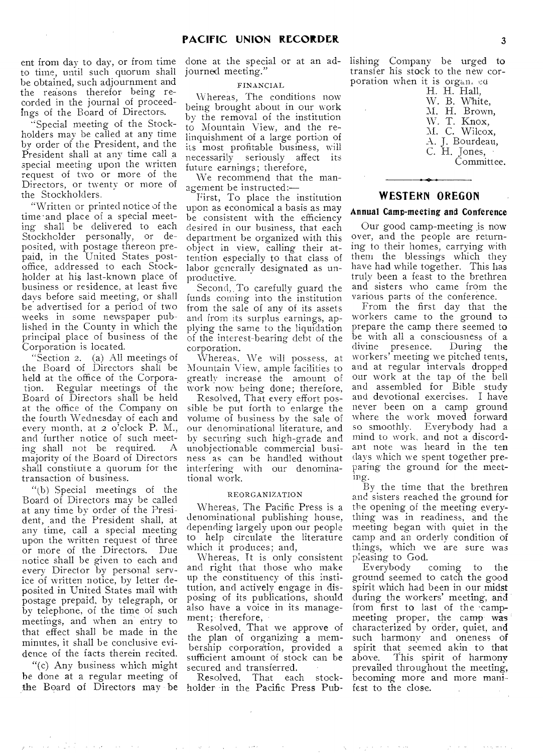ent from day to day, or from time to time, until such quorum shall be obtained, such adjournment and the reasons therefor being recorded in the journal of proceedings of the Board of Directors.

"Special meeting of the Stockholders may be called at any time by order of the President, and the President shall at any time call a special meeting upon the written request of two or more of the Directors, or twenty or more of the Stockholders.

"Written or printed notice of the time and place of a special meeting shall be delivered to each Stockholder personally, or deposited, with postage thereon prepaid, in the United States postoffice, addressed to each Stockholder at his last-known place of business or residence, at least five days before said meeting, or shall be advertised for a period of two weeks in some newspaper published in the County in which the principal place of business of the Corporation is located.

"Section 2. (a) All meetings of the Board of Directors shall be held at the office of the Corporation. Regular meetings of the Board of Directors shall be held at the office of the Company on the fourth Wednesday of each and every month, at 2 o'clock P. M., and further notice of such meeting shall not be required. A majority of the Board of Directors shall constitute a quorum for the transaction of business.

"(b) Special meetings of the Board of Directors may be called at any time by order of the President, and the President shall, at any time, call a special meeting upon the written request of three or more of the Directors. Due notice shall be given to each and every Director by personal service of written notice, by letter deposited in United States mail with postage prepaid, by telegraph, or by telephone, of the time of such meetings, and when an entry to that effect shall be made in the minutes, it shall be conclusive evidence of the facts therein recited.

"(c) Any business which might be done at a regular meeting of the Board of Directors may be done at the special or at an adjourned meeting."

FINANCIAL

Whereas, The conditions now being brought about in our work by the removal of the institution to Mountain View, and the relinquishment of a large portion of its most profitable business, will necessarily seriously affect its future earnings; therefore,

We recommend that the management be instructed:—

First, To place the institution upon as economical a basis as may be consistent with the efficiency desired in our business, that each department be organized with this object in view, calling their attention especially to that class of labor generally designated as unproductive.

Second, To carefully guard the funds coming into the institution from the sale of any of its assets and from its surplus earnings, applying the same to the liquidation of the interest-bearing debt of the corporation.

Whereas, We will possess, at Mountain View, ample facilities to greatly increase the amount of work now being done; therefore,

Resolved, That every effort possible be put forth to enlarge the volume of business by the sale of our denominational literature, and by securing such high-grade and unobjectionable commercial business as can be handled without interfering with our denominational work.

REORGANIZATION

Whereas, The Pacific Press is a denominational publishing house, depending largely upon our people to help circulate the literature which it produces; and,

Whereas, It is only consistent and right that those who make up the constituency of this institution, and actively engage in disposing of its publications, should also have a voice in its management; therefore,

Resolved, That we approve of the plan of organizing a membership corporation, provided a sufficient amount of stock can be secured and transferred.

Resolved, That each stockholder in the Pacific Press Publishing Company be urged to transfer his stock to the new corporation when it is organized.

H. H. Hall,
W. B. White,
M. H. Brown,
W. T. Knox,
M. C. Wilcox,
A. J. Bourdeau,
C. H. Jones,
Committee.

## WESTERN OREGON

### Annual Camp-meeting and Conference

Our good camp-meeting is now over, and the people are returning to their homes, carrying with them the blessings which they have had while together. This has truly been a feast to the brethren and sisters who came from the various parts of the conference.

From the first day that the workers came to the ground to prepare the camp there seemed to be with all a consciousness of a divine presence. During the workers' meeting we pitched tents, and at regular intervals dropped our work at the tap of the bell and assembled for Bible study and devotional exercises. I have never been on a camp ground where the work moved forward so smoothly. Everybody had a mind to work, and not a discordant note was heard in the ten days which we spent together preparing the ground for the meeting.

By the time that the brethren and sisters reached the ground for the opening of the meeting everything was in readiness, and the meeting began with quiet in the camp and an orderly condition of things, which we are sure was pleasing to God.

Everybody coming to the ground seemed to catch the good spirit which had been in our midst during the workers' meeting, and from first to last of the camp-meeting proper, the camp was characterized by order, quiet, and such harmony and oneness of spirit that seemed akin to that above. This spirit of harmony prevailed throughout the meeting, becoming more and more manifest to the close.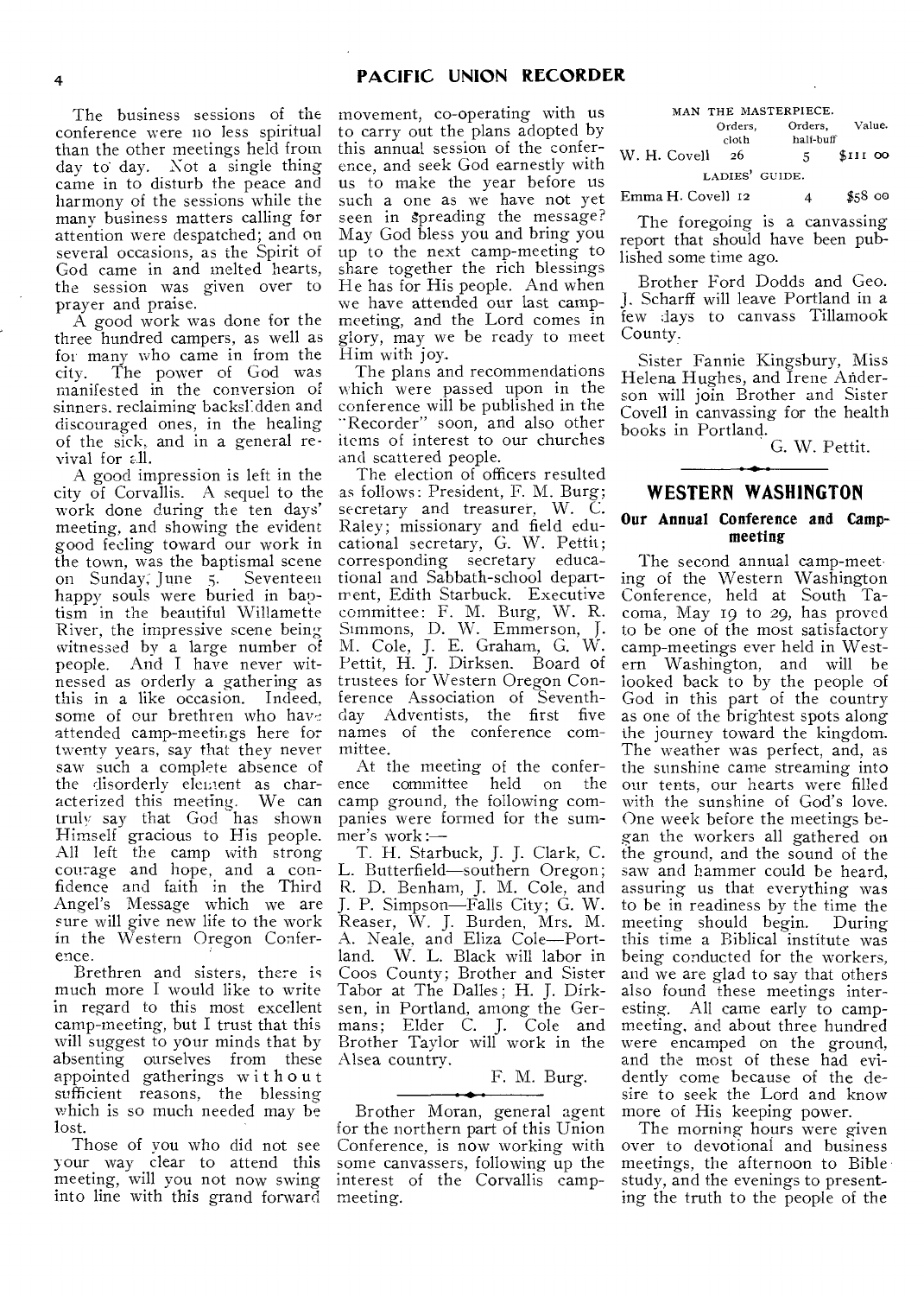The business sessions of the conference were no less spiritual than the other meetings held from day to day. Not a single thing came in to disturb the peace and harmony of the sessions while the many business matters calling for attention were despatched; and on several occasions, as the Spirit of God came in and melted hearts, the session was given over to prayer and praise.

A good work was done for the three hundred campers, as well as for many who came in from the city. The power of God was manifested in the conversion of sinners, reclaiming backslidden and discouraged ones, in the healing of the sick, and in a general revival for all.

A good impression is left in the city of Corvallis. A sequel to the work done during the ten days' meeting, and showing the evident good feeling toward our work in the town, was the baptismal scene on Sunday, June 5. Seventeen happy souls were buried in baptism in the beautiful Willamette River, the impressive scene being witnessed by a large number of people. And I have never witnessed as orderly a gathering as this in a like occasion. Indeed, some of our brethren who have attended camp-meetings here for twenty years, say that they never saw such a complete absence of the disorderly element as characterized this meeting. We can truly say that God has shown Himself gracious to His people. All left the camp with strong courage and hope, and a confidence and faith in the Third Angel's Message which we are sure will give new life to the work in the Western Oregon Conference.

Brethren and sisters, there is much more I would like to write in regard to this most excellent camp-meeting, but I trust that this will suggest to your minds that by absenting ourselves from these appointed gatherings without sufficient reasons, the blessing which is so much needed may be lost.

Those of you who did not see your way clear to attend this meeting, will you not now swing into line with this grand forward movement, co-operating with us to carry out the plans adopted by this annual session of the conference, and seek God earnestly with us to make the year before us such a one as we have not yet seen in spreading the message? May God bless you and bring you up to the next camp-meeting to share together the rich blessings He has for His people. And when we have attended our last camp-meeting, and the Lord comes in glory, may we be ready to meet Him with joy.

The plans and recommendations which were passed upon in the conference will be published in the "Recorder" soon, and also other items of interest to our churches and scattered people.

The election of officers resulted as follows: President, F. M. Burg; secretary and treasurer, W. C. Raley; missionary and field educational secretary, G. W. Pettit; corresponding secretary educational and Sabbath-school department, Edith Starbuck. Executive committee: F. M. Burg, W. R. Simmons, D. W. Emmerson, J. M. Cole, J. E. Graham, G. W. Pettit, H. J. Dirksen. Board of trustees for Western Oregon Conference Association of Seventh-day Adventists, the first five names of the conference committee.

At the meeting of the conference committee held on the camp ground, the following companies were formed for the summer's work:—

T. H. Starbuck, J. J. Clark, C. L. Butterfield—southern Oregon; R. D. Benham, J. M. Cole, and J. P. Simpson—Falls City; G. W. Reaser, W. J. Burden, Mrs. M. A. Neale, and Eliza Cole—Portland. W. L. Black will labor in Coos County; Brother and Sister Tabor at The Dalles; H. J. Dirksen, in Portland, among the Germans; Elder C. J. Cole and Brother Taylor will work in the Alsea country.

F. M. Burg.

---

Brother Moran, general agent for the northern part of this Union Conference, is now working with some canvassers, following up the interest of the Corvallis camp-meeting.

MAN THE MASTERPIECE.

| | Orders, cloth | Orders, half-buff | Value. |
|---|---|---|---|
| W. H. Covell | 26 | 5 | $111 00 |

LADIES' GUIDE.

| | | | |
|---|---|---|---|
| Emma H. Covell | 12 | 4 | $58 00 |

The foregoing is a canvassing report that should have been published some time ago.

Brother Ford Dodds and Geo. J. Scharff will leave Portland in a few days to canvass Tillamook County.

Sister Fannie Kingsbury, Miss Helena Hughes, and Irene Anderson will join Brother and Sister Covell in canvassing for the health books in Portland.

G. W. Pettit.

## WESTERN WASHINGTON

### Our Annual Conference and Camp-meeting

The second annual camp-meeting of the Western Washington Conference, held at South Tacoma, May 19 to 29, has proved to be one of the most satisfactory camp-meetings ever held in Western Washington, and will be looked back to by the people of God in this part of the country as one of the brightest spots along the journey toward the kingdom. The weather was perfect, and, as the sunshine came streaming into our tents, our hearts were filled with the sunshine of God's love. One week before the meetings began the workers all gathered on the ground, and the sound of the saw and hammer could be heard, assuring us that everything was to be in readiness by the time the meeting should begin. During this time a Biblical institute was being conducted for the workers, and we are glad to say that others also found these meetings interesting. All came early to camp-meeting, and about three hundred were encamped on the ground, and the most of these had evidently come because of the desire to seek the Lord and know more of His keeping power.

The morning hours were given over to devotional and business meetings, the afternoon to Bible study, and the evenings to presenting the truth to the people of the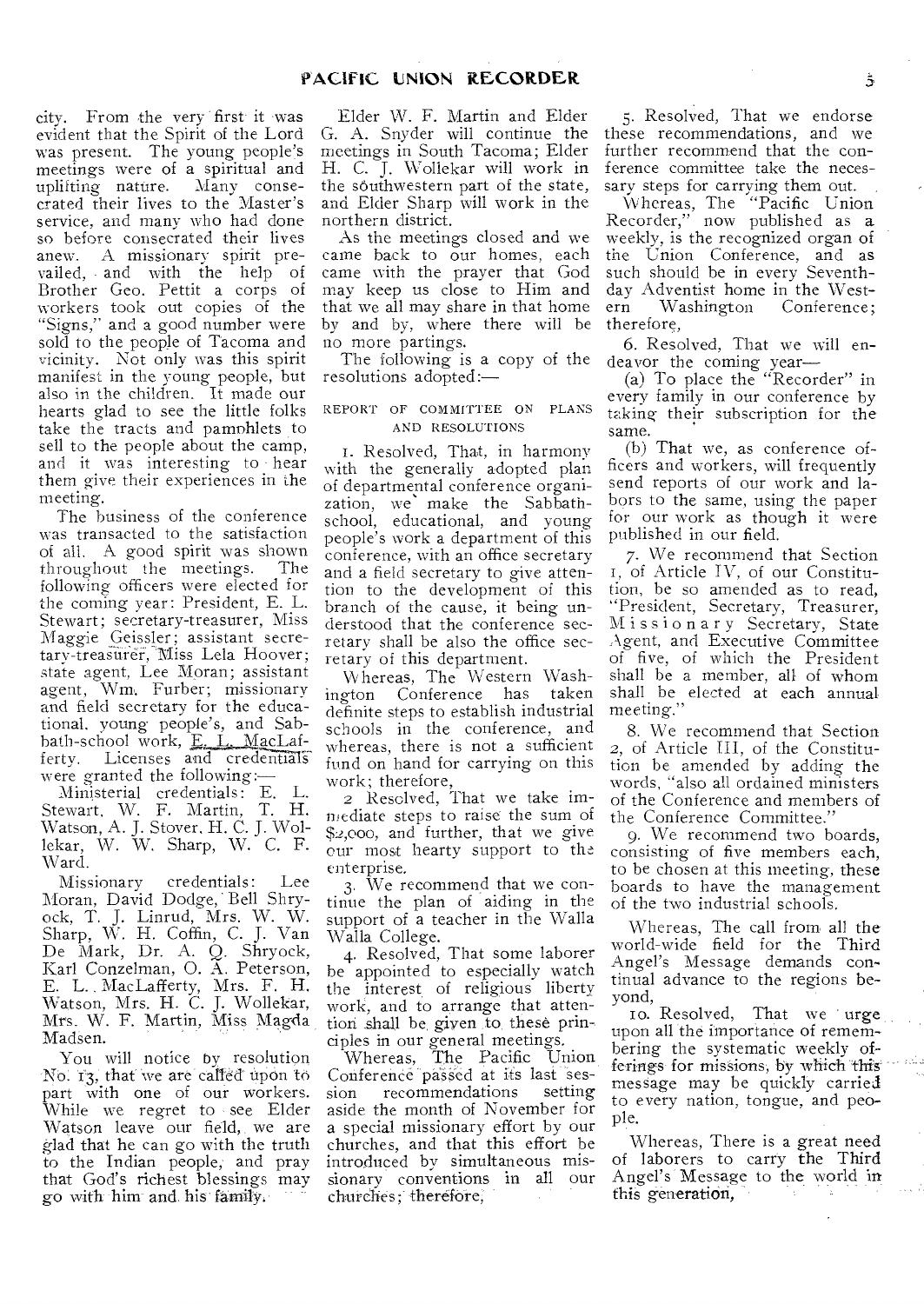city. From the very first it was evident that the Spirit of the Lord was present. The young people's meetings were of a spiritual and uplifting nature. Many consecrated their lives to the Master's service, and many who had done so before consecrated their lives anew. A missionary spirit prevailed, and with the help of Brother Geo. Pettit a corps of workers took out copies of the "Signs," and a good number were sold to the people of Tacoma and vicinity. Not only was this spirit manifest in the young people, but also in the children. It made our hearts glad to see the little folks take the tracts and pamphlets to sell to the people about the camp, and it was interesting to hear them give their experiences in the meeting.

The business of the conference was transacted to the satisfaction of all. A good spirit was shown throughout the meetings. The following officers were elected for the coming year: President, E. L. Stewart; secretary-treasurer, Miss Maggie Geissler; assistant secretary-treasurer, Miss Lela Hoover; state agent, Lee Moran; assistant agent, Wm. Furber; missionary and field secretary for the educational, young people's, and Sabbath-school work, E. L. MacLafferty. Licenses and credentials were granted the following:—

Ministerial credentials: E. L. Stewart, W. F. Martin, T. H. Watson, A. J. Stover, H. C. J. Wollekar, W. W. Sharp, W. C. F. Ward.

Missionary credentials: Lee Moran, David Dodge, Bell Shryock, T. J. Linrud, Mrs. W. W. Sharp, W. H. Coffin, C. J. Van De Mark, Dr. A. Q. Shryock, Karl Conzelman, O. A. Peterson, E. L. MacLafferty, Mrs. F. H. Watson, Mrs. H. C. J. Wollekar, Mrs. W. F. Martin, Miss Magda Madsen.

You will notice by resolution No. 13, that we are called upon to part with one of our workers. While we regret to see Elder Watson leave our field, we are glad that he can go with the truth to the Indian people, and pray that God's richest blessings may go with him and his family.

Elder W. F. Martin and Elder G. A. Snyder will continue the meetings in South Tacoma; Elder H. C. J. Wollekar will work in the southwestern part of the state, and Elder Sharp will work in the northern district.

As the meetings closed and we came back to our homes, each came with the prayer that God may keep us close to Him and that we all may share in that home by and by, where there will be no more partings.

The following is a copy of the resolutions adopted:—

REPORT OF COMMITTEE ON PLANS AND RESOLUTIONS

1. Resolved, That, in harmony with the generally adopted plan of departmental conference organization, we make the Sabbath-school, educational, and young people's work a department of this conference, with an office secretary and a field secretary to give attention to the development of this branch of the cause, it being understood that the conference secretary shall be also the office secretary of this department.

Whereas, The Western Washington Conference has taken definite steps to establish industrial schools in the conference, and whereas, there is not a sufficient fund on hand for carrying on this work; therefore,

2. Resolved, That we take immediate steps to raise the sum of $2,000, and further, that we give our most hearty support to the enterprise.

3. We recommend that we continue the plan of aiding in the support of a teacher in the Walla Walla College.

4. Resolved, That some laborer be appointed to especially watch the interest of religious liberty work, and to arrange that attention shall be given to these principles in our general meetings.

Whereas, The Pacific Union Conference passed at its last session recommendations setting aside the month of November for a special missionary effort by our churches, and that this effort be introduced by simultaneous missionary conventions in all our churches; therefore,

5. Resolved, That we endorse these recommendations, and we further recommend that the conference committee take the necessary steps for carrying them out.

Whereas, The "Pacific Union Recorder," now published as a weekly, is the recognized organ of the Union Conference, and as such should be in every Seventh-day Adventist home in the Western Washington Conference; therefore,

6. Resolved, That we will endeavor the coming year—

(a) To place the "Recorder" in every family in our conference by taking their subscription for the same.

(b) That we, as conference officers and workers, will frequently send reports of our work and labors to the same, using the paper for our work as though it were published in our field.

7. We recommend that Section 1, of Article IV, of our Constitution, be so amended as to read, "President, Secretary, Treasurer, Missionary Secretary, State Agent, and Executive Committee of five, of which the President shall be a member, all of whom shall be elected at each annual meeting."

8. We recommend that Section 2, of Article III, of the Constitution be amended by adding the words, "also all ordained ministers of the Conference and members of the Conference Committee."

9. We recommend two boards, consisting of five members each, to be chosen at this meeting, these boards to have the management of the two industrial schools.

Whereas, The call from all the world-wide field for the Third Angel's Message demands continual advance to the regions beyond,

10. Resolved, That we urge upon all the importance of remembering the systematic weekly offerings for missions, by which this message may be quickly carried to every nation, tongue, and people.

Whereas, There is a great need of laborers to carry the Third Angel's Message to the world in this generation,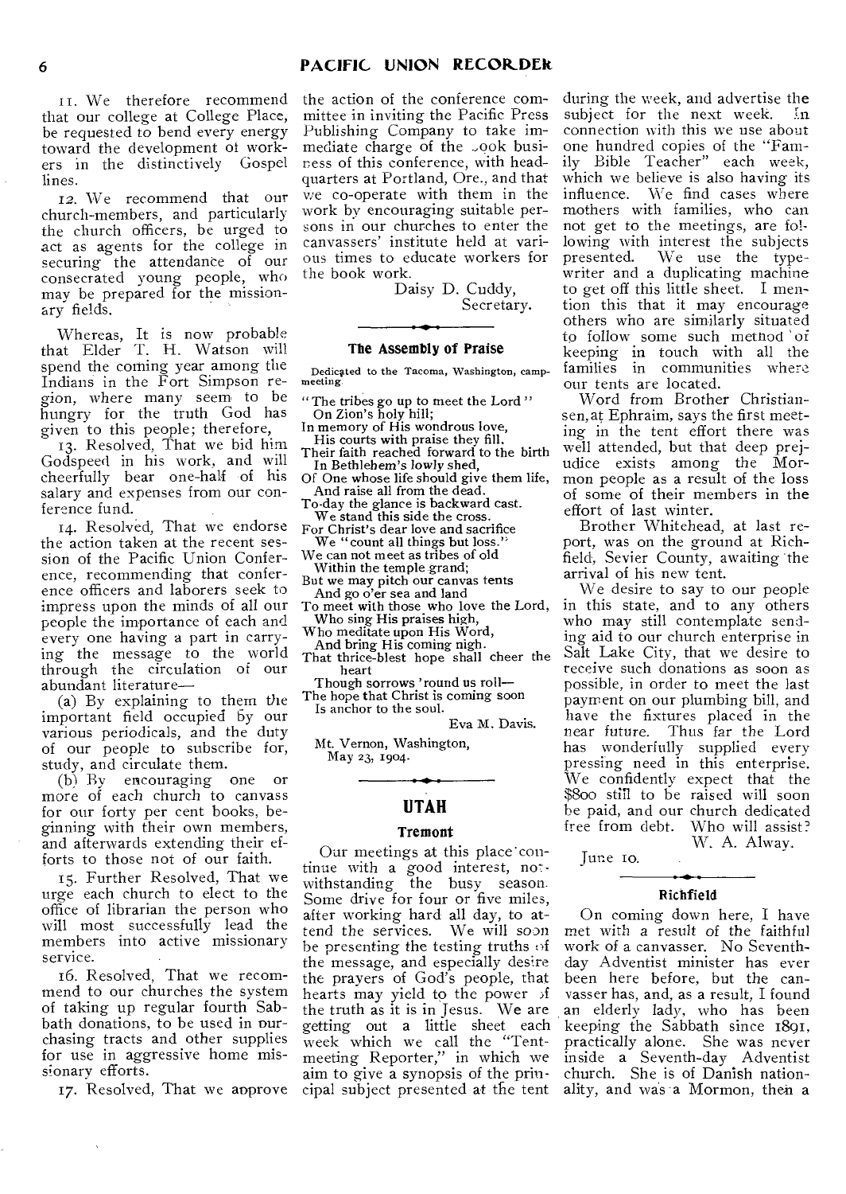11. We therefore recommend that our college at College Place, be requested to bend every energy toward the development of workers in the distinctively Gospel lines.

12. We recommend that our church-members, and particularly the church officers, be urged to act as agents for the college in securing the attendance of our consecrated young people, who may be prepared for the missionary fields.

Whereas, It is now probable that Elder T. H. Watson will spend the coming year among the Indians in the Fort Simpson region, where many seem to be hungry for the truth God has given to this people; therefore,

13. Resolved, That we bid him Godspeed in his work, and will cheerfully bear one-half of his salary and expenses from our conference fund.

14. Resolved, That we endorse the action taken at the recent session of the Pacific Union Conference, recommending that conference officers and laborers seek to impress upon the minds of all our people the importance of each and every one having a part in carrying the message to the world through the circulation of our abundant literature—

(a) By explaining to them the important field occupied by our various periodicals, and the duty of our people to subscribe for, study, and circulate them.

(b) By encouraging one or more of each church to canvass for our forty per cent books, beginning with their own members, and afterwards extending their efforts to those not of our faith.

15. Further Resolved, That we urge each church to elect to the office of librarian the person who will most successfully lead the members into active missionary service.

16. Resolved, That we recommend to our churches the system of taking up regular fourth Sabbath donations, to be used in purchasing tracts and other supplies for use in aggressive home missionary efforts.

17. Resolved, That we approve the action of the conference committee in inviting the Pacific Press Publishing Company to take immediate charge of the book business of this conference, with headquarters at Portland, Ore., and that we co-operate with them in the work by encouraging suitable persons in our churches to enter the canvassers' institute held at various times to educate workers for the book work.

Daisy D. Cuddy,
Secretary.

### The Assembly of Praise

Dedicated to the Tacoma, Washington, camp-meeting.

"The tribes go up to meet the Lord"
On Zion's holy hill;
In memory of His wondrous love,
His courts with praise they fill.
Their faith reached forward to the birth
In Bethlehem's lowly shed,
Of One whose life should give them life,
And raise all from the dead.
To-day the glance is backward cast.
We stand this side the cross.
For Christ's dear love and sacrifice
We "count all things but loss."
We can not meet as tribes of old
Within the temple grand;
But we may pitch our canvas tents
And go o'er sea and land
To meet with those who love the Lord,
Who sing His praises high,
Who meditate upon His Word,
And bring His coming nigh.
That thrice-blest hope shall cheer the heart
Though sorrows 'round us roll—
The hope that Christ is coming soon
Is anchor to the soul.

Eva M. Davis.

Mt. Vernon, Washington,
May 23, 1904.

## UTAH

### Tremont

Our meetings at this place continue with a good interest, notwithstanding the busy season. Some drive for four or five miles, after working hard all day, to attend the services. We will soon be presenting the testing truths of the message, and especially desire the prayers of God's people, that hearts may yield to the power of the truth as it is in Jesus. We are getting out a little sheet each week which we call the "Tent-meeting Reporter," in which we aim to give a synopsis of the principal subject presented at the tent during the week, and advertise the subject for the next week. In connection with this we use about one hundred copies of the "Family Bible Teacher" each week, which we believe is also having its influence. We find cases where mothers with families, who can not get to the meetings, are following with interest the subjects presented. We use the typewriter and a duplicating machine to get off this little sheet. I mention this that it may encourage others who are similarly situated to follow some such method of keeping in touch with all the families in communities where our tents are located.

Word from Brother Christiansen, at Ephraim, says the first meeting in the tent effort there was well attended, but that deep prejudice exists among the Mormon people as a result of the loss of some of their members in the effort of last winter.

Brother Whitehead, at last report, was on the ground at Richfield, Sevier County, awaiting the arrival of his new tent.

We desire to say to our people in this state, and to any others who may still contemplate sending aid to our church enterprise in Salt Lake City, that we desire to receive such donations as soon as possible, in order to meet the last payment on our plumbing bill, and have the fixtures placed in the near future. Thus far the Lord has wonderfully supplied every pressing need in this enterprise. We confidently expect that the $800 still to be raised will soon be paid, and our church dedicated free from debt. Who will assist?

W. A. Alway.

June 10.

### Richfield

On coming down here, I have met with a result of the faithful work of a canvasser. No Seventh-day Adventist minister has ever been here before, but the canvasser has, and, as a result, I found an elderly lady, who has been keeping the Sabbath since 1891, practically alone. She was never inside a Seventh-day Adventist church. She is of Danish nationality, and was a Mormon, then a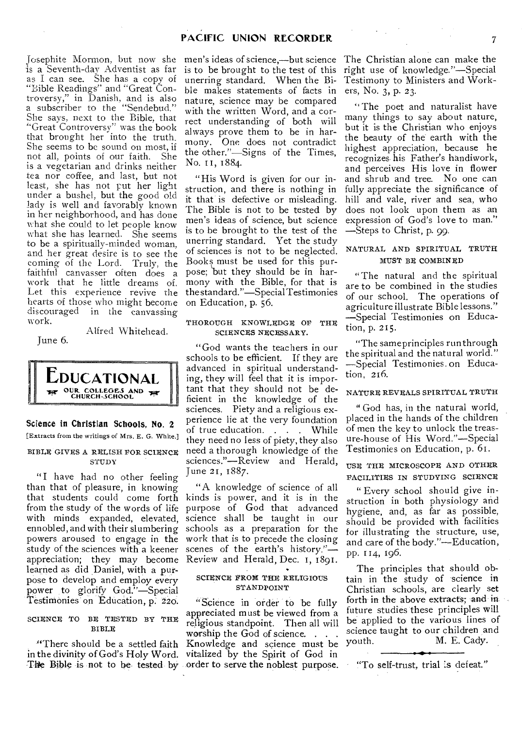Josephite Mormon, but now she is a Seventh-day Adventist as far as I can see. She has a copy of "Bible Readings" and "Great Controversy," in Danish, and is also a subscriber to the "Sendebud." She says, next to the Bible, that "Great Controversy" was the book that brought her into the truth. She seems to be sound on most, if not all, points of our faith. She is a vegetarian and drinks neither tea nor coffee, and last, but not least, she has not put her light under a bushel, but the good old lady is well and favorably known in her neighborhood, and has done what she could to let people know what she has learned. She seems to be a spiritually-minded woman, and her great desire is to see the coming of the Lord. Truly, the faithful canvasser often does a work that he little dreams of. Let this experience revive the hearts of those who might become discouraged in the canvassing work.

Alfred Whitehead.

June 6.

## EDUCATIONAL

OUR COLLEGES AND CHURCH-SCHOOL

### Science in Christian Schools, No. 2

[Extracts from the writings of Mrs. E. G. White.]

#### BIBLE GIVES A RELISH FOR SCIENCE STUDY

"I have had no other feeling than that of pleasure, in knowing that students could come forth from the study of the words of life with minds expanded, elevated, ennobled, and with their slumbering powers aroused to engage in the study of the sciences with a keener appreciation; they may become learned as did Daniel, with a purpose to develop and employ every power to glorify God."—Special Testimonies on Education, p. 220.

#### SCIENCE TO BE TESTED BY THE BIBLE

"There should be a settled faith in the divinity of God's Holy Word. The Bible is not to be tested by men's ideas of science,—but science is to be brought to the test of this unerring standard. When the Bible makes statements of facts in nature, science may be compared with the written Word, and a correct understanding of both will always prove them to be in harmony. One does not contradict the other."—Signs of the Times, No. 11, 1884.

"His Word is given for our instruction, and there is nothing in it that is defective or misleading. The Bible is not to be tested by men's ideas of science, but science is to be brought to the test of the unerring standard. Yet the study of sciences is not to be neglected. Books must be used for this purpose; but they should be in harmony with the Bible, for that is the standard."—Special Testimonies on Education, p. 56.

#### THOROUGH KNOWLEDGE OF THE SCIENCES NECESSARY.

"God wants the teachers in our schools to be efficient. If they are advanced in spiritual understanding, they will feel that it is important that they should not be deficient in the knowledge of the sciences. Piety and a religious experience lie at the very foundation of true education. . . . While they need no less of piety, they also need a thorough knowledge of the sciences."—Review and Herald, June 21, 1887.

"A knowledge of science of all kinds is power, and it is in the purpose of God that advanced science shall be taught in our schools as a preparation for the work that is to precede the closing scenes of the earth's history."—Review and Herald, Dec. 1, 1891.

#### SCIENCE FROM THE RELIGIOUS STANDPOINT

"Science in order to be fully appreciated must be viewed from a religious standpoint. Then all will worship the God of science. . . . Knowledge and science must be vitalized by the Spirit of God in order to serve the noblest purpose. The Christian alone can make the right use of knowledge."—Special Testimony to Ministers and Workers, No. 3, p. 23.

"The poet and naturalist have many things to say about nature, but it is the Christian who enjoys the beauty of the earth with the highest appreciation, because he recognizes his Father's handiwork, and perceives His love in flower and shrub and tree. No one can fully appreciate the significance of hill and vale, river and sea, who does not look upon them as an expression of God's love to man." —Steps to Christ, p. 99.

#### NATURAL AND SPIRITUAL TRUTH MUST BE COMBINED

"The natural and the spiritual are to be combined in the studies of our school. The operations of agriculture illustrate Bible lessons." —Special Testimonies on Education, p. 215.

"The same principles run through the spiritual and the natural world." —Special Testimonies on Education, 216.

#### NATURE REVEALS SPIRITUAL TRUTH

"God has, in the natural world, placed in the hands of the children of men the key to unlock the treasure-house of His Word."—Special Testimonies on Education, p. 61.

#### USE THE MICROSCOPE AND OTHER FACILITIES IN STUDYING SCIENCE

"Every school should give instruction in both physiology and hygiene, and, as far as possible, should be provided with facilities for illustrating the structure, use, and care of the body."—Education, pp. 114, 196.

The principles that should obtain in the study of science in Christian schools, are clearly set forth in the above extracts; and in future studies these principles will be applied to the various lines of science taught to our children and youth.

M. E. Cady.

"To self-trust, trial is defeat."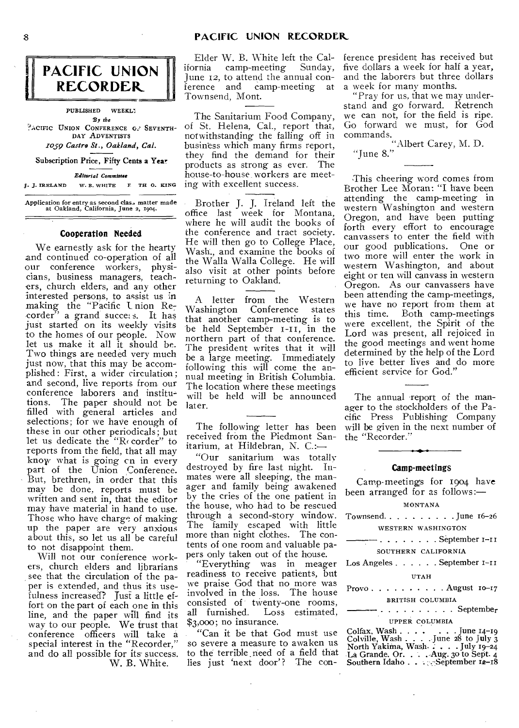# PACIFIC UNION RECORDER

PUBLISHED WEEKLY

*By the*

PACIFIC UNION CONFERENCE OF SEVENTH-DAY ADVENTISTS

*1059 Castro St., Oakland, Cal.*

Subscription Price, Fifty Cents a Year

*Editorial Committee*

J. J. IRELAND W. B. WHITE F TH O. KING

Application for entry as second class matter made at Oakland, California, June 2, 1904.

## Cooperation Needed

We earnestly ask for the hearty and continued co-operation of all our conference workers, physicians, business managers, teachers, church elders, and any other interested persons, to assist us in making the "Pacific Union Recorder" a grand success. It has just started on its weekly visits to the homes of our people. Now let us make it all it should be. Two things are needed very much just now, that this may be accomplished: First, a wider circulation; and second, live reports from our conference laborers and institutions. The paper should not be filled with general articles and selections; for we have enough of these in our other periodicals; but let us dedicate the "Recorder" to reports from the field, that all may know what is going on in every part of the Union Conference. But, brethren, in order that this may be done, reports must be written and sent in, that the editor may have material in hand to use. Those who have charge of making up the paper are very anxious about this, so let us all be careful to not disappoint them.

Will not our conference workers, church elders and librarians see that the circulation of the paper is extended, and thus its usefulness increased? Just a little effort on the part of each one in this line, and the paper will find its way to our people. We trust that conference officers will take a special interest in the "Recorder," and do all possible for its success.

W. B. White.

---

Elder W. B. White left the California camp-meeting Sunday, June 12, to attend the annual conference and camp-meeting at Townsend, Mont.

---

The Sanitarium Food Company, of St. Helena, Cal., report that, notwithstanding the falling off in business which many firms report, they find the demand for their products as strong as ever. The house-to-house workers are meeting with excellent success.

---

Brother J. J. Ireland left the office last week for Montana, where he will audit the books of the conference and tract society. He will then go to College Place, Wash., and examine the books of the Walla Walla College. He will also visit at other points before returning to Oakland.

---

A letter from the Western Washington Conference states that another camp-meeting is to be held September 1-11, in the northern part of that conference. The president writes that it will be a large meeting. Immediately following this will come the annual meeting in British Columbia. The location where these meetings will be held will be announced later.

---

The following letter has been received from the Piedmont Sanitarium, at Hildebran, N. C.:—

"Our sanitarium was totally destroyed by fire last night. Inmates were all sleeping, the manager and family being awakened by the cries of the one patient in the house, who had to be rescued through a second-story window. The family escaped with little more than night clothes. The contents of one room and valuable papers only taken out of the house.

"Everything was in meager readiness to receive patients, but we praise God that no more was involved in the loss. The house consisted of twenty-one rooms, all furnished. Loss estimated, $3,000; no insurance.

"Can it be that God must use so severe a measure to awaken us to the terrible need of a field that lies just 'next door'? The conference president has received but five dollars a week for half a year, and the laborers but three dollars a week for many months.

"Pray for us, that we may understand and go forward. Retrench we can not, for the field is ripe. Go forward we must, for God commands.

"Albert Carey, M. D.

"June 8."

---

This cheering word comes from Brother Lee Moran: "I have been attending the camp-meeting in western Washington and western Oregon, and have been putting forth every effort to encourage canvassers to enter the field with our good publications. One or two more will enter the work in western Washington, and about eight or ten will canvass in western Oregon. As our canvassers have been attending the camp-meetings, we have no report from them at this time. Both camp-meetings were excellent, the Spirit of the Lord was present, all rejoiced in the good meetings and went home determined by the help of the Lord to live better lives and do more efficient service for God."

---

The annual report of the manager to the stockholders of the Pacific Press Publishing Company will be given in the next number of the "Recorder."

## Camp-meetings

Camp-meetings for 1904 have been arranged for as follows:—

MONTANA

Townsend . . . . . . . . . . June 16-26

WESTERN WASHINGTON

——— . . . . . . . . September 1-11

SOUTHERN CALIFORNIA

Los Angeles . . . . . . September 1-11

UTAH

Provo . . . . . . . . . . August 10-17

BRITISH COLUMBIA

——— . . . . . . . . . . September

UPPER COLUMBIA

Colfax, Wash . . . . . . . June 14-19
Colville, Wash . . . . June 28 to July 3
North Yakima, Wash. . . . . July 19-24
La Grande, Or. . . . Aug. 30 to Sept. 4
Southern Idaho . . . . September 12-18